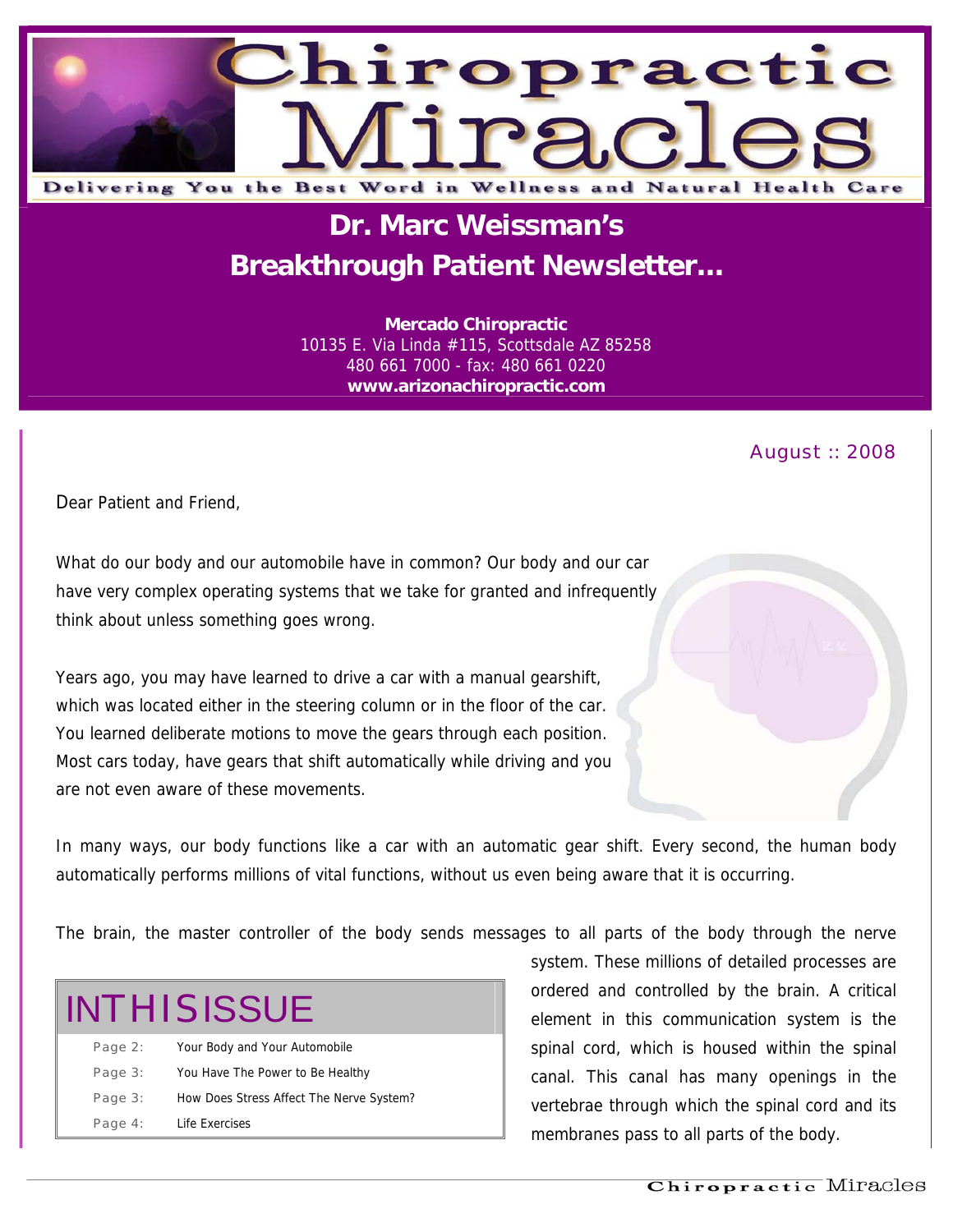# Chiropractic Miracles

Delivering You the Best Word in Wellness and Natural Health Care

## Dr. Marc Weissman's Breakthrough Patient Newsletter...

**Mercado Chiropractic**
10135 E. Via Linda #115, Scottsdale AZ 85258
480 661 7000 - fax: 480 661 0220
**www.arizonachiropractic.com**

August :: 2008

Dear Patient and Friend,

What do our body and our automobile have in common? Our body and our car have very complex operating systems that we take for granted and infrequently think about unless something goes wrong.

Years ago, you may have learned to drive a car with a manual gearshift, which was located either in the steering column or in the floor of the car. You learned deliberate motions to move the gears through each position. Most cars today, have gears that shift automatically while driving and you are not even aware of these movements.

In many ways, our body functions like a car with an automatic gear shift. Every second, the human body automatically performs millions of vital functions, without us even being aware that it is occurring.

The brain, the master controller of the body sends messages to all parts of the body through the nerve system. These millions of detailed processes are ordered and controlled by the brain. A critical element in this communication system is the spinal cord, which is housed within the spinal canal. This canal has many openings in the vertebrae through which the spinal cord and its membranes pass to all parts of the body.

## IN THIS ISSUE

| | |
|---|---|
| Page 2: | Your Body and Your Automobile |
| Page 3: | You Have The Power to Be Healthy |
| Page 3: | How Does Stress Affect The Nerve System? |
| Page 4: | Life Exercises |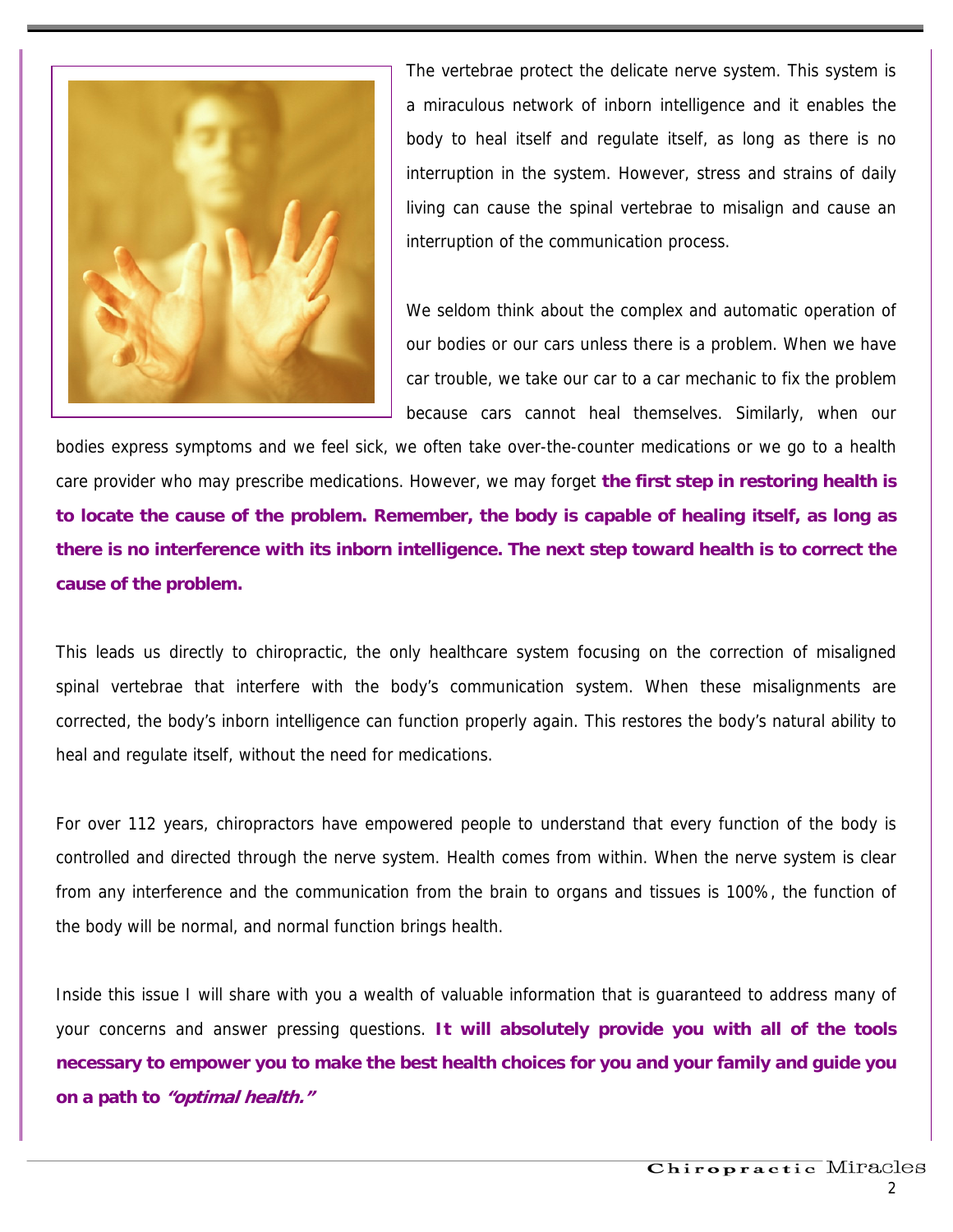The vertebrae protect the delicate nerve system. This system is a miraculous network of inborn intelligence and it enables the body to heal itself and regulate itself, as long as there is no interruption in the system. However, stress and strains of daily living can cause the spinal vertebrae to misalign and cause an interruption of the communication process.

We seldom think about the complex and automatic operation of our bodies or our cars unless there is a problem. When we have car trouble, we take our car to a car mechanic to fix the problem because cars cannot heal themselves. Similarly, when our bodies express symptoms and we feel sick, we often take over-the-counter medications or we go to a health care provider who may prescribe medications. However, we may forget **the first step in restoring health is to locate the cause of the problem. Remember, the body is capable of healing itself, as long as there is no interference with its inborn intelligence. The next step toward health is to correct the cause of the problem.**

This leads us directly to chiropractic, the only healthcare system focusing on the correction of misaligned spinal vertebrae that interfere with the body's communication system. When these misalignments are corrected, the body's inborn intelligence can function properly again. This restores the body's natural ability to heal and regulate itself, without the need for medications.

For over 112 years, chiropractors have empowered people to understand that every function of the body is controlled and directed through the nerve system. Health comes from within. When the nerve system is clear from any interference and the communication from the brain to organs and tissues is 100%, the function of the body will be normal, and normal function brings health.

Inside this issue I will share with you a wealth of valuable information that is guaranteed to address many of your concerns and answer pressing questions. **It will absolutely provide you with all of the tools necessary to empower you to make the best health choices for you and your family and guide you on a path to *"optimal health."***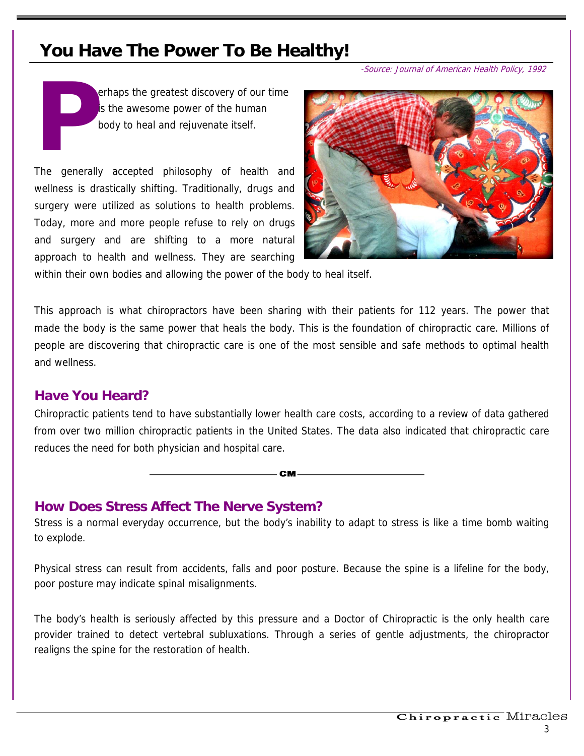# You Have The Power To Be Healthy!

*-Source: Journal of American Health Policy, 1992*

Perhaps the greatest discovery of our time is the awesome power of the human body to heal and rejuvenate itself.

The generally accepted philosophy of health and wellness is drastically shifting. Traditionally, drugs and surgery were utilized as solutions to health problems. Today, more and more people refuse to rely on drugs and surgery and are shifting to a more natural approach to health and wellness. They are searching within their own bodies and allowing the power of the body to heal itself.

This approach is what chiropractors have been sharing with their patients for 112 years. The power that made the body is the same power that heals the body. This is the foundation of chiropractic care. Millions of people are discovering that chiropractic care is one of the most sensible and safe methods to optimal health and wellness.

## Have You Heard?

Chiropractic patients tend to have substantially lower health care costs, according to a review of data gathered from over two million chiropractic patients in the United States. The data also indicated that chiropractic care reduces the need for both physician and hospital care.

---

## How Does Stress Affect The Nerve System?

Stress is a normal everyday occurrence, but the body's inability to adapt to stress is like a time bomb waiting to explode.

Physical stress can result from accidents, falls and poor posture. Because the spine is a lifeline for the body, poor posture may indicate spinal misalignments.

The body's health is seriously affected by this pressure and a Doctor of Chiropractic is the only health care provider trained to detect vertebral subluxations. Through a series of gentle adjustments, the chiropractor realigns the spine for the restoration of health.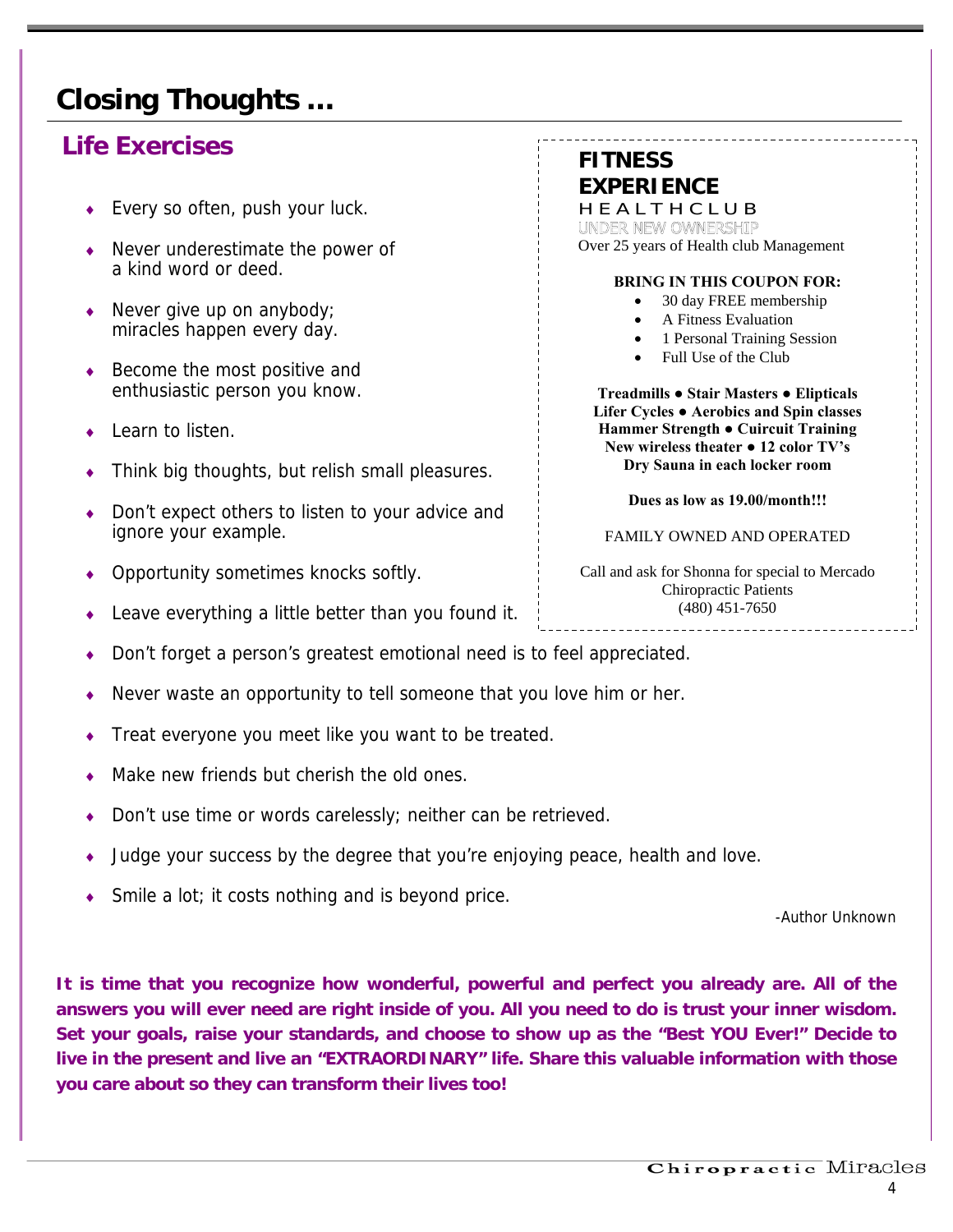# Closing Thoughts ...

## Life Exercises

- Every so often, push your luck.
- Never underestimate the power of a kind word or deed.
- Never give up on anybody; miracles happen every day.
- Become the most positive and enthusiastic person you know.
- Learn to listen.
- Think big thoughts, but relish small pleasures.
- Don't expect others to listen to your advice and ignore your example.
- Opportunity sometimes knocks softly.
- Leave everything a little better than you found it.
- Don't forget a person's greatest emotional need is to feel appreciated.
- Never waste an opportunity to tell someone that you love him or her.
- Treat everyone you meet like you want to be treated.
- Make new friends but cherish the old ones.
- Don't use time or words carelessly; neither can be retrieved.
- Judge your success by the degree that you're enjoying peace, health and love.
- Smile a lot; it costs nothing and is beyond price.

-Author Unknown

**FITNESS EXPERIENCE**
HEALTHCLUB
UNDER NEW OWNERSHIP
Over 25 years of Health club Management

**BRING IN THIS COUPON FOR:**

- 30 day FREE membership
- A Fitness Evaluation
- 1 Personal Training Session
- Full Use of the Club

**Treadmills ● Stair Masters ● Elipticals**
**Lifer Cycles ● Aerobics and Spin classes**
**Hammer Strength ● Cuircuit Training**
**New wireless theater ● 12 color TV's**
**Dry Sauna in each locker room**

**Dues as low as 19.00/month!!!**

FAMILY OWNED AND OPERATED

Call and ask for Shonna for special to Mercado Chiropractic Patients
(480) 451-7650

**It is time that you recognize how wonderful, powerful and perfect you already are. All of the answers you will ever need are right inside of you. All you need to do is trust your inner wisdom. Set your goals, raise your standards, and choose to show up as the "Best YOU Ever!" Decide to live in the present and live an "EXTRAORDINARY" life. Share this valuable information with those you care about so they can transform their lives too!**